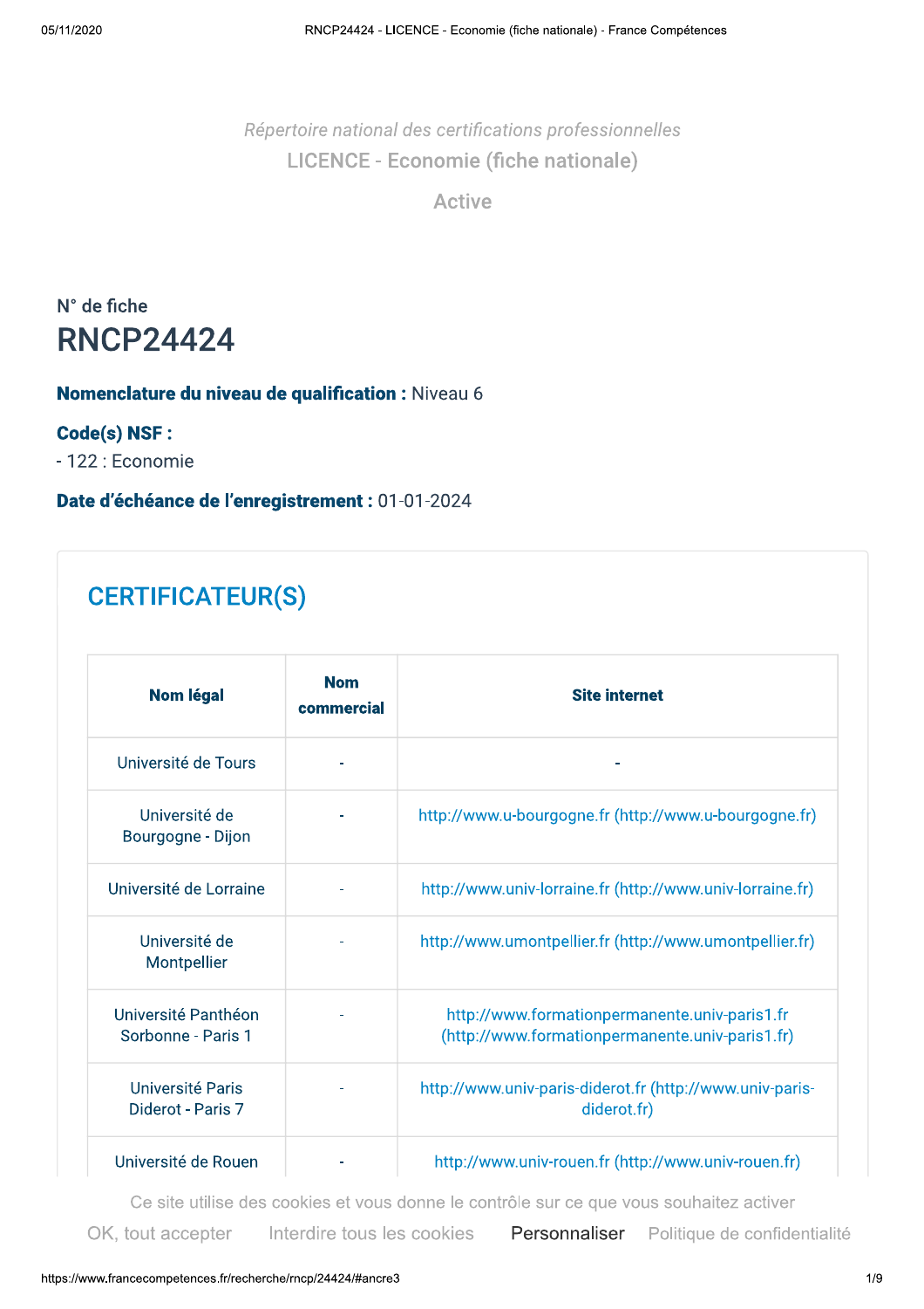*Répertoire national des certifications professionnelles*

# LICENCE - Economie (fiche nationale)

Active

N° de fiche

## RNCP24424

**Nomenclature du niveau de qualification :** Niveau 6

**Code(s) NSF :**

- 122 : Economie

**Date d'échéance de l'enregistrement :** 01-01-2024

## CERTIFICATEUR(S)

| Nom légal | Nom commercial | Site internet |
| --- | --- | --- |
| Université de Tours | - | - |
| Université de Bourgogne - Dijon | - | http://www.u-bourgogne.fr (http://www.u-bourgogne.fr) |
| Université de Lorraine | - | http://www.univ-lorraine.fr (http://www.univ-lorraine.fr) |
| Université de Montpellier | - | http://www.umontpellier.fr (http://www.umontpellier.fr) |
| Université Panthéon Sorbonne - Paris 1 | - | http://www.formationpermanente.univ-paris1.fr (http://www.formationpermanente.univ-paris1.fr) |
| Université Paris Diderot - Paris 7 | - | http://www.univ-paris-diderot.fr (http://www.univ-paris-diderot.fr) |
| Université de Rouen | - | http://www.univ-rouen.fr (http://www.univ-rouen.fr) |

Ce site utilise des cookies et vous donne le contrôle sur ce que vous souhaitez activer

OK, tout accepter Interdire tous les cookies Personnaliser Politique de confidentialité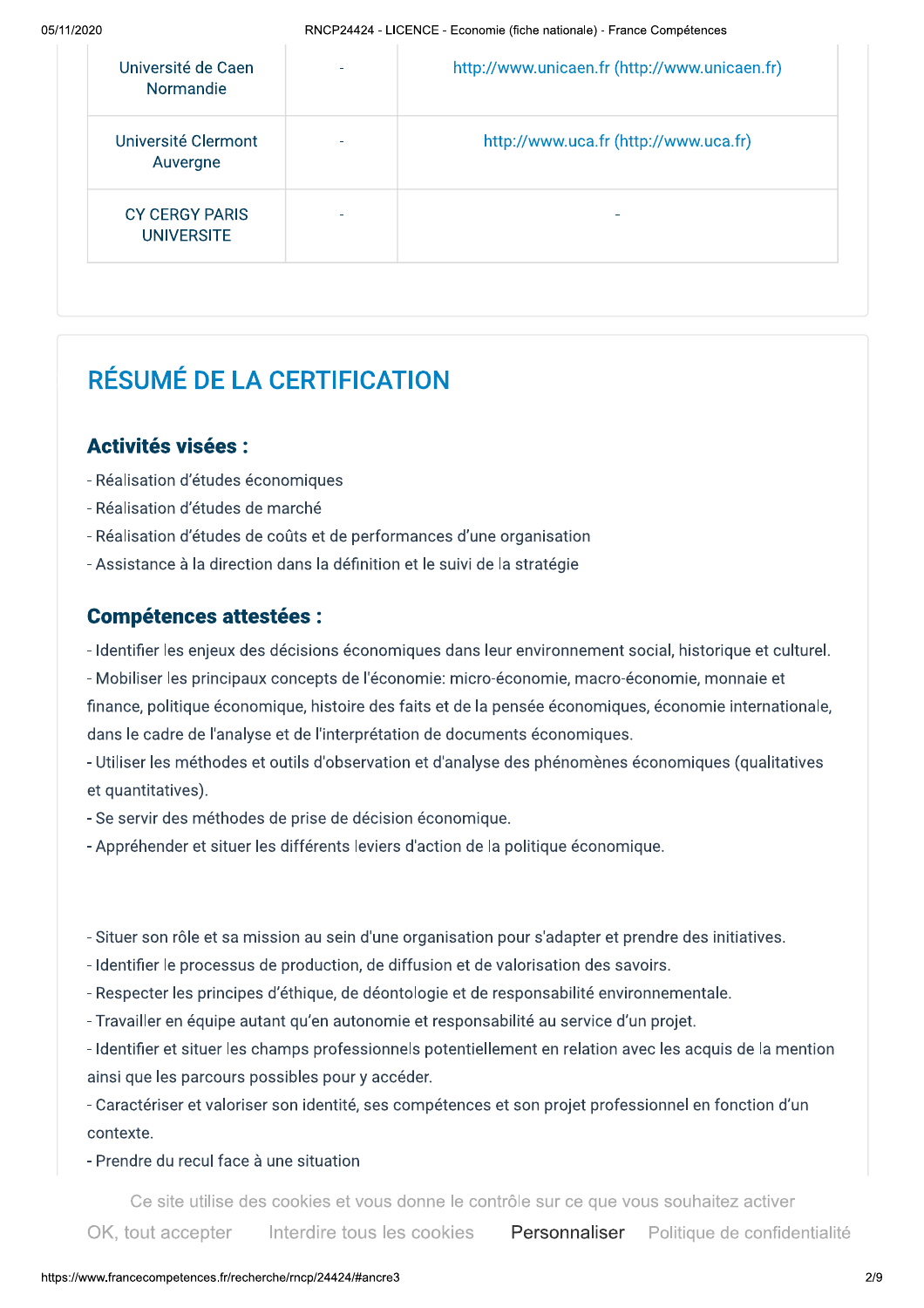| | | |
|---|---|---|
| Université de Caen Normandie | - | http://www.unicaen.fr (http://www.unicaen.fr) |
| Université Clermont Auvergne | - | http://www.uca.fr (http://www.uca.fr) |
| CY CERGY PARIS UNIVERSITE | - | - |

## RÉSUMÉ DE LA CERTIFICATION

### Activités visées :

- Réalisation d'études économiques
- Réalisation d'études de marché
- Réalisation d'études de coûts et de performances d'une organisation
- Assistance à la direction dans la définition et le suivi de la stratégie

### Compétences attestées :

- Identifier les enjeux des décisions économiques dans leur environnement social, historique et culturel.
- Mobiliser les principaux concepts de l'économie: micro-économie, macro-économie, monnaie et finance, politique économique, histoire des faits et de la pensée économiques, économie internationale, dans le cadre de l'analyse et de l'interprétation de documents économiques.
- Utiliser les méthodes et outils d'observation et d'analyse des phénomènes économiques (qualitatives et quantitatives).
- Se servir des méthodes de prise de décision économique.
- Appréhender et situer les différents leviers d'action de la politique économique.

- Situer son rôle et sa mission au sein d'une organisation pour s'adapter et prendre des initiatives.
- Identifier le processus de production, de diffusion et de valorisation des savoirs.
- Respecter les principes d'éthique, de déontologie et de responsabilité environnementale.
- Travailler en équipe autant qu'en autonomie et responsabilité au service d'un projet.
- Identifier et situer les champs professionnels potentiellement en relation avec les acquis de la mention ainsi que les parcours possibles pour y accéder.
- Caractériser et valoriser son identité, ses compétences et son projet professionnel en fonction d'un contexte.
- Prendre du recul face à une situation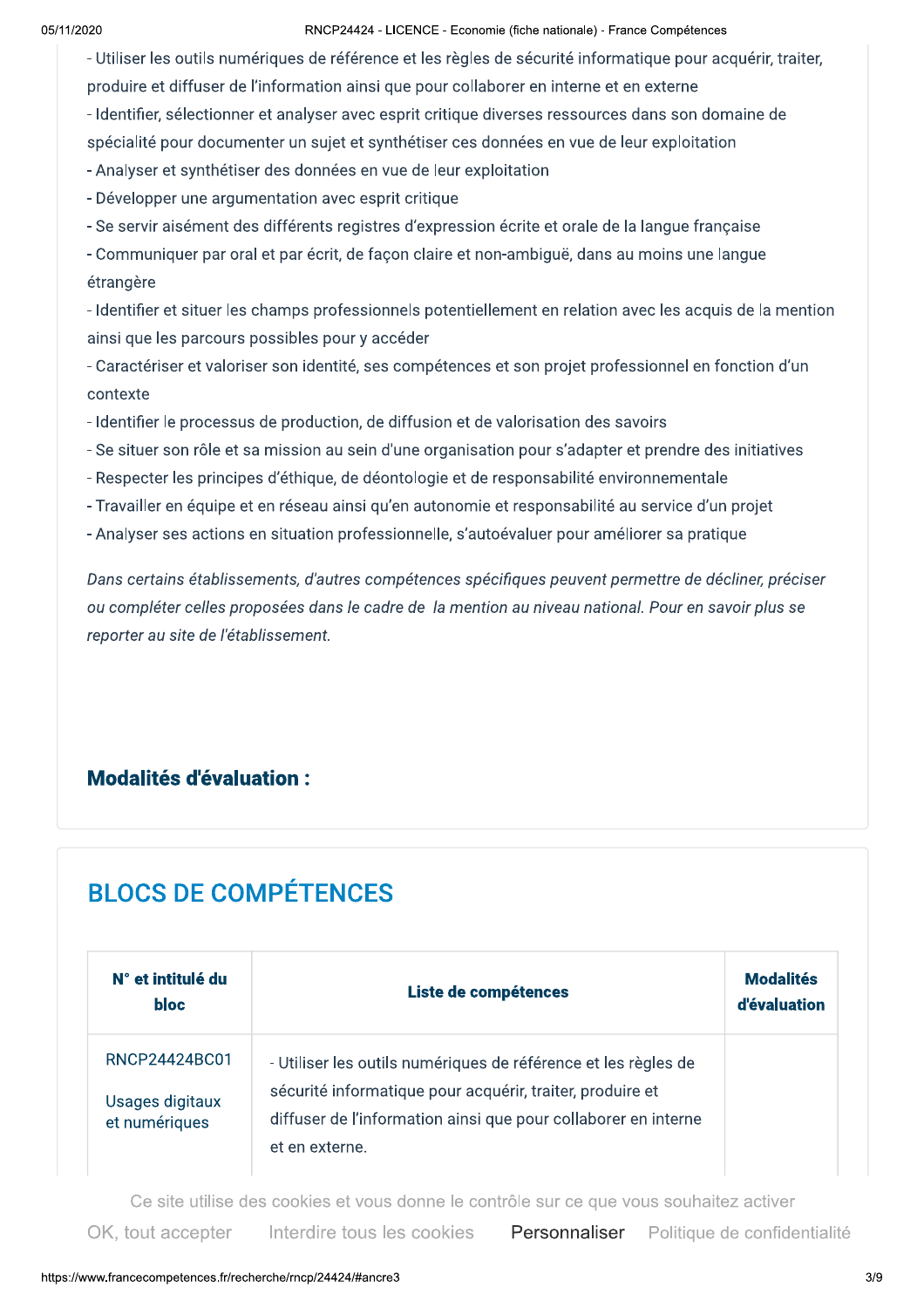- Utiliser les outils numériques de référence et les règles de sécurité informatique pour acquérir, traiter, produire et diffuser de l'information ainsi que pour collaborer en interne et en externe
- Identifier, sélectionner et analyser avec esprit critique diverses ressources dans son domaine de spécialité pour documenter un sujet et synthétiser ces données en vue de leur exploitation
- Analyser et synthétiser des données en vue de leur exploitation
- Développer une argumentation avec esprit critique
- Se servir aisément des différents registres d'expression écrite et orale de la langue française
- Communiquer par oral et par écrit, de façon claire et non-ambiguë, dans au moins une langue étrangère
- Identifier et situer les champs professionnels potentiellement en relation avec les acquis de la mention ainsi que les parcours possibles pour y accéder
- Caractériser et valoriser son identité, ses compétences et son projet professionnel en fonction d'un contexte
- Identifier le processus de production, de diffusion et de valorisation des savoirs
- Se situer son rôle et sa mission au sein d'une organisation pour s'adapter et prendre des initiatives
- Respecter les principes d'éthique, de déontologie et de responsabilité environnementale
- Travailler en équipe et en réseau ainsi qu'en autonomie et responsabilité au service d'un projet
- Analyser ses actions en situation professionnelle, s'autoévaluer pour améliorer sa pratique

*Dans certains établissements, d'autres compétences spécifiques peuvent permettre de décliner, préciser ou compléter celles proposées dans le cadre de la mention au niveau national. Pour en savoir plus se reporter au site de l'établissement.*

### Modalités d'évaluation :

## BLOCS DE COMPÉTENCES

| N° et intitulé du bloc | Liste de compétences | Modalités d'évaluation |
|---|---|---|
| RNCP24424BC01<br><br>Usages digitaux et numériques | - Utiliser les outils numériques de référence et les règles de sécurité informatique pour acquérir, traiter, produire et diffuser de l'information ainsi que pour collaborer en interne et en externe. | |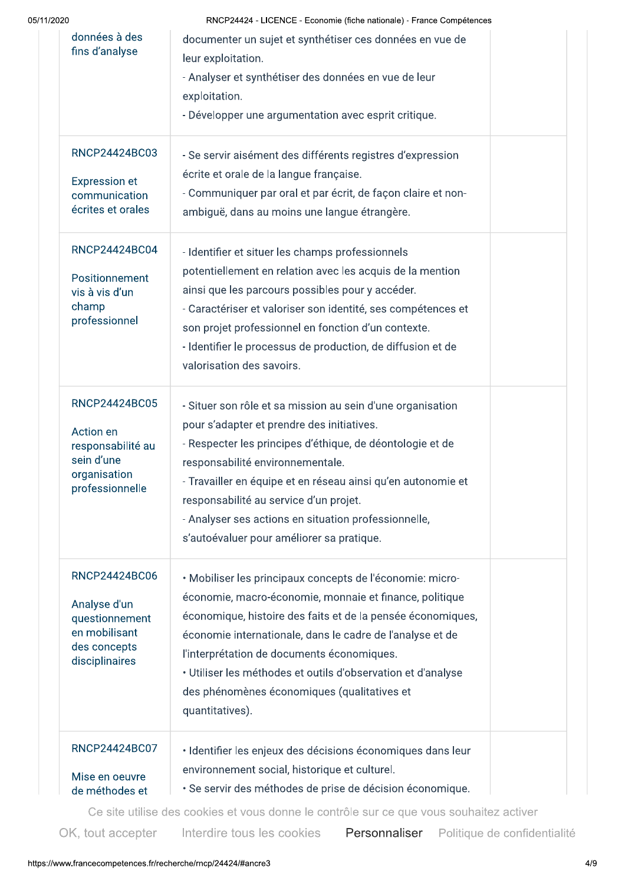| | | |
|---|---|---|
| données à des fins d'analyse | documenter un sujet et synthétiser ces données en vue de leur exploitation.<br>- Analyser et synthétiser des données en vue de leur exploitation.<br>- Développer une argumentation avec esprit critique. | |
| RNCP24424BC03<br><br>Expression et communication écrites et orales | - Se servir aisément des différents registres d'expression écrite et orale de la langue française.<br>- Communiquer par oral et par écrit, de façon claire et non-ambiguë, dans au moins une langue étrangère. | |
| RNCP24424BC04<br><br>Positionnement vis à vis d'un champ professionnel | - Identifier et situer les champs professionnels potentiellement en relation avec les acquis de la mention ainsi que les parcours possibles pour y accéder.<br>- Caractériser et valoriser son identité, ses compétences et son projet professionnel en fonction d'un contexte.<br>- Identifier le processus de production, de diffusion et de valorisation des savoirs. | |
| RNCP24424BC05<br><br>Action en responsabilité au sein d'une organisation professionnelle | - Situer son rôle et sa mission au sein d'une organisation pour s'adapter et prendre des initiatives.<br>- Respecter les principes d'éthique, de déontologie et de responsabilité environnementale.<br>- Travailler en équipe et en réseau ainsi qu'en autonomie et responsabilité au service d'un projet.<br>- Analyser ses actions en situation professionnelle, s'autoévaluer pour améliorer sa pratique. | |
| RNCP24424BC06<br><br>Analyse d'un questionnement en mobilisant des concepts disciplinaires | • Mobiliser les principaux concepts de l'économie: micro-économie, macro-économie, monnaie et finance, politique économique, histoire des faits et de la pensée économiques, économie internationale, dans le cadre de l'analyse et de l'interprétation de documents économiques.<br>• Utiliser les méthodes et outils d'observation et d'analyse des phénomènes économiques (qualitatives et quantitatives). | |
| RNCP24424BC07<br><br>Mise en oeuvre de méthodes et | • Identifier les enjeux des décisions économiques dans leur environnement social, historique et culturel.<br>• Se servir des méthodes de prise de décision économique. | |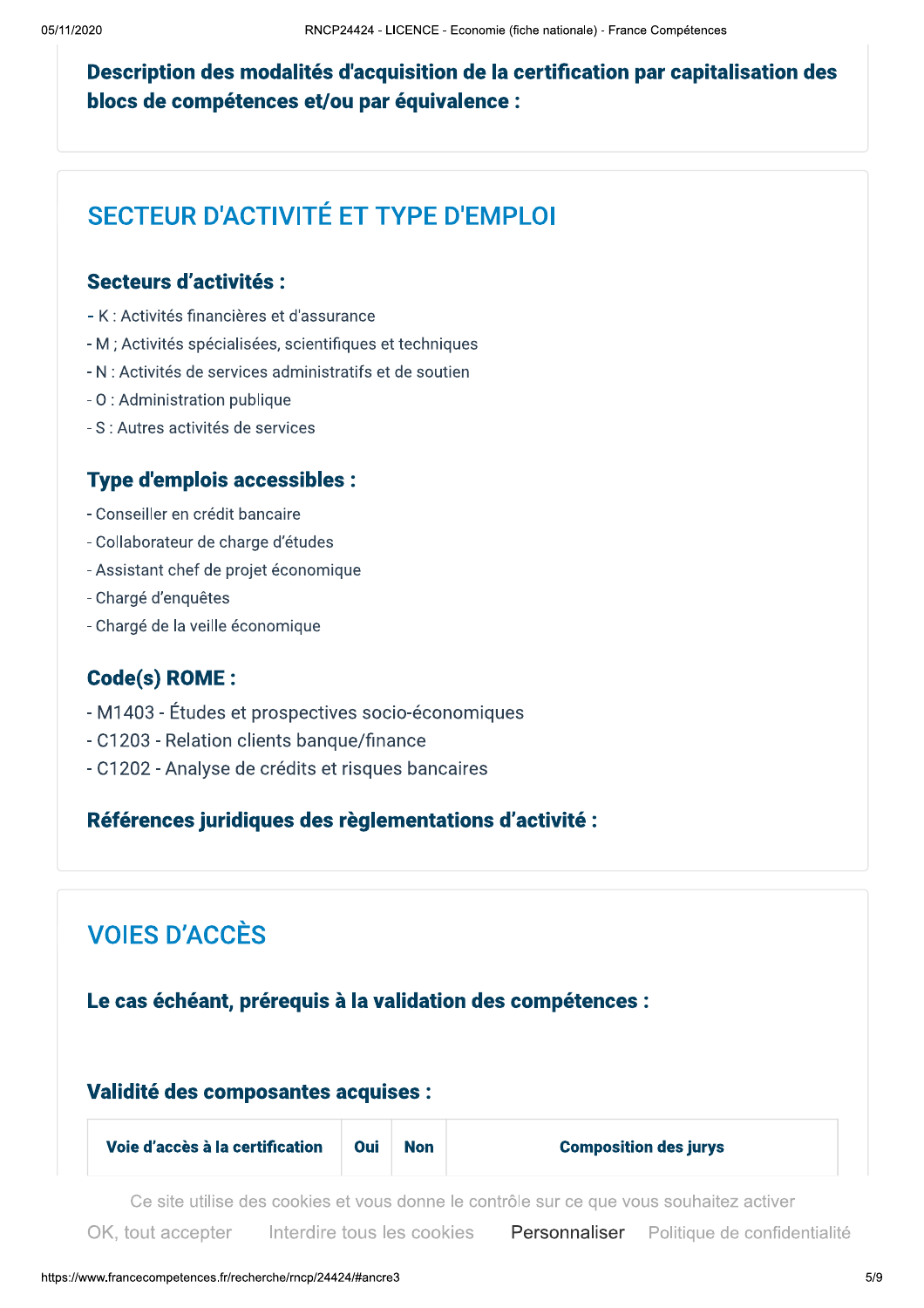### Description des modalités d'acquisition de la certification par capitalisation des blocs de compétences et/ou par équivalence :

## SECTEUR D'ACTIVITÉ ET TYPE D'EMPLOI

### Secteurs d'activités :

- K : Activités financières et d'assurance
- M ; Activités spécialisées, scientifiques et techniques
- N : Activités de services administratifs et de soutien
- O : Administration publique
- S : Autres activités de services

### Type d'emplois accessibles :

- Conseiller en crédit bancaire
- Collaborateur de charge d'études
- Assistant chef de projet économique
- Chargé d'enquêtes
- Chargé de la veille économique

### Code(s) ROME :

- M1403 - Études et prospectives socio-économiques
- C1203 - Relation clients banque/finance
- C1202 - Analyse de crédits et risques bancaires

### Références juridiques des règlementations d'activité :

## VOIES D'ACCÈS

### Le cas échéant, prérequis à la validation des compétences :

### Validité des composantes acquises :

| Voie d'accès à la certification | Oui | Non | Composition des jurys |
| --- | --- | --- | --- |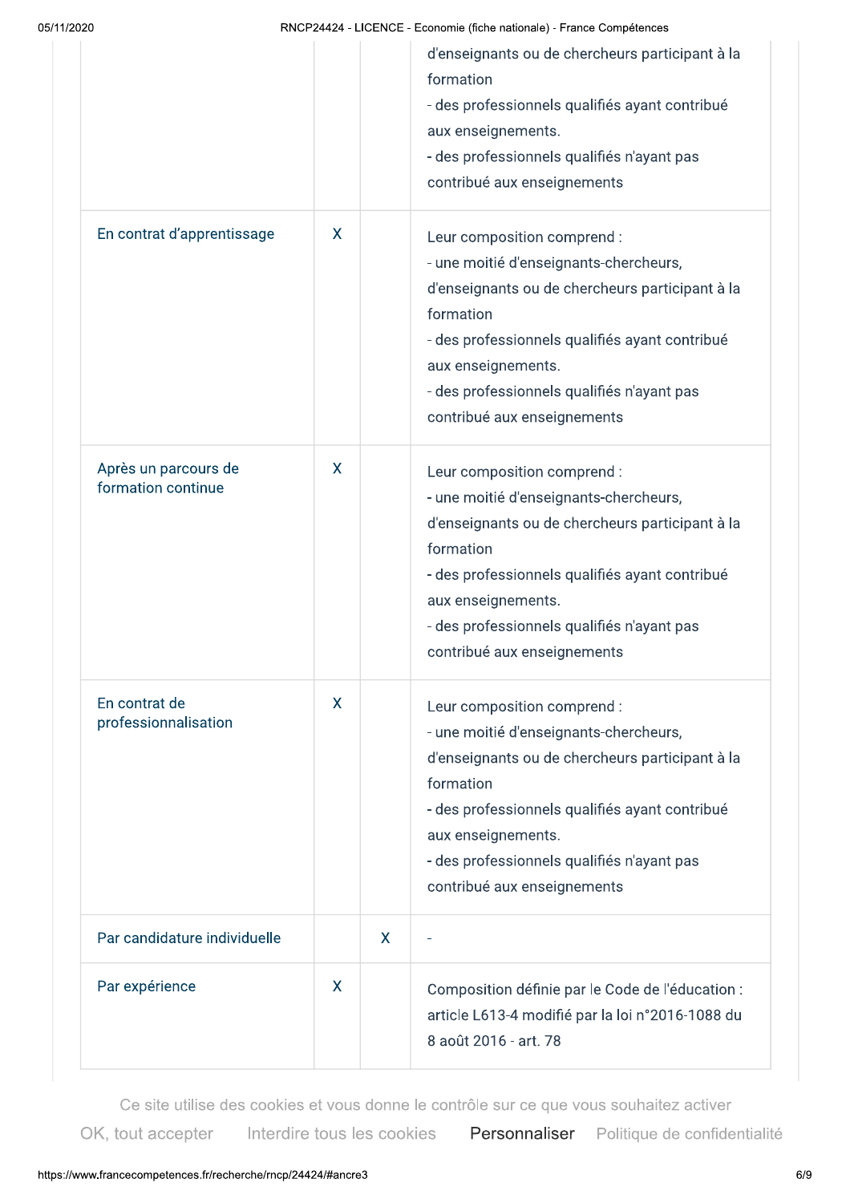| | | | |
|---|---|---|---|
| | | | d'enseignants ou de chercheurs participant à la formation<br>- des professionnels qualifiés ayant contribué aux enseignements.<br>- des professionnels qualifiés n'ayant pas contribué aux enseignements |
| En contrat d'apprentissage | X | | Leur composition comprend :<br>- une moitié d'enseignants-chercheurs, d'enseignants ou de chercheurs participant à la formation<br>- des professionnels qualifiés ayant contribué aux enseignements.<br>- des professionnels qualifiés n'ayant pas contribué aux enseignements |
| Après un parcours de formation continue | X | | Leur composition comprend :<br>- une moitié d'enseignants-chercheurs, d'enseignants ou de chercheurs participant à la formation<br>- des professionnels qualifiés ayant contribué aux enseignements.<br>- des professionnels qualifiés n'ayant pas contribué aux enseignements |
| En contrat de professionnalisation | X | | Leur composition comprend :<br>- une moitié d'enseignants-chercheurs, d'enseignants ou de chercheurs participant à la formation<br>- des professionnels qualifiés ayant contribué aux enseignements.<br>- des professionnels qualifiés n'ayant pas contribué aux enseignements |
| Par candidature individuelle | | X | - |
| Par expérience | X | | Composition définie par le Code de l'éducation : article L613-4 modifié par la loi n°2016-1088 du 8 août 2016 - art. 78 |

Ce site utilise des cookies et vous donne le contrôle sur ce que vous souhaitez activer

OK, tout accepter   Interdire tous les cookies   Personnaliser   Politique de confidentialité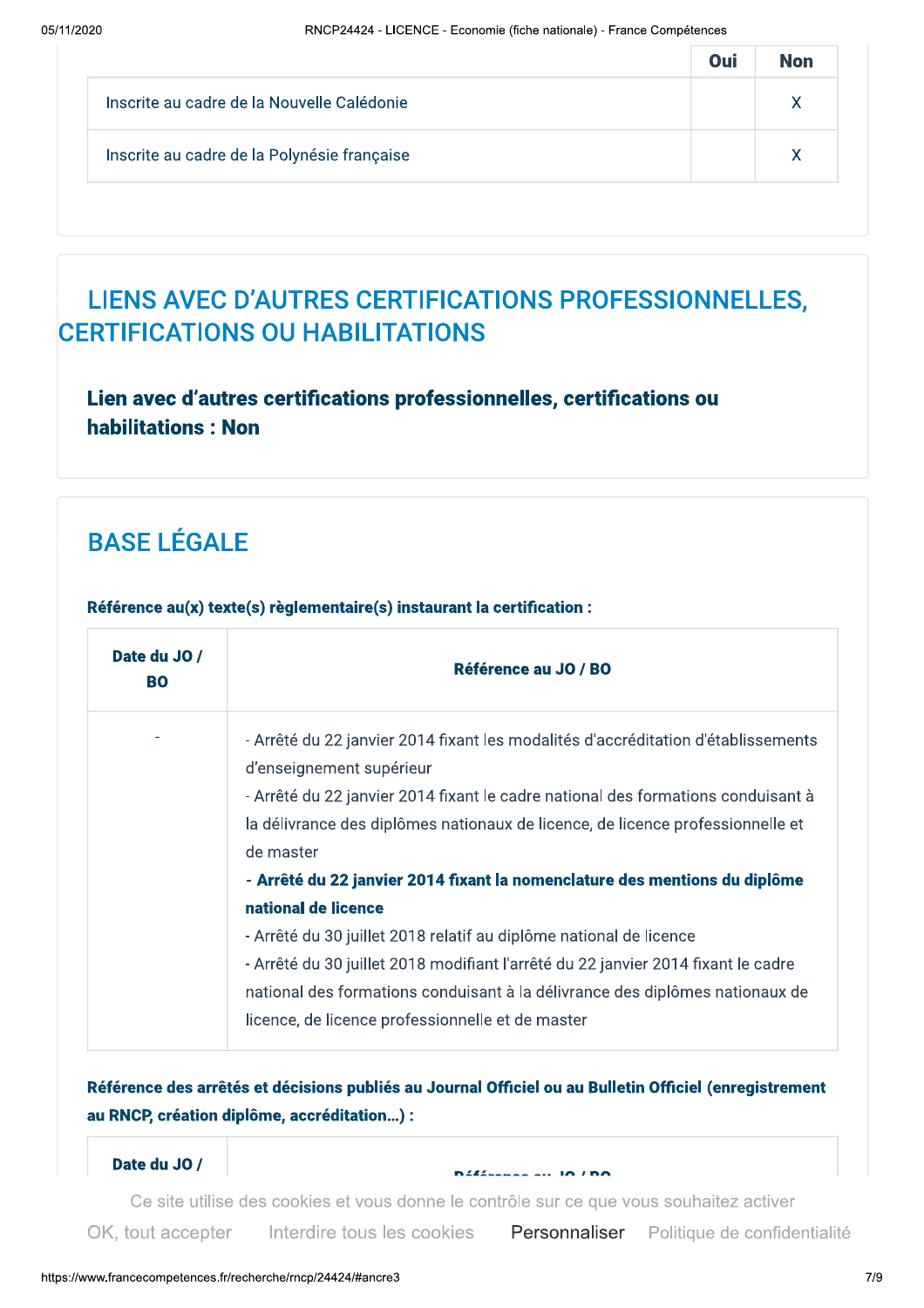| | Oui | Non |
|---|---|---|
| Inscrite au cadre de la Nouvelle Calédonie | | X |
| Inscrite au cadre de la Polynésie française | | X |

## LIENS AVEC D'AUTRES CERTIFICATIONS PROFESSIONNELLES, CERTIFICATIONS OU HABILITATIONS

**Lien avec d'autres certifications professionnelles, certifications ou habilitations : Non**

## BASE LÉGALE

**Référence au(x) texte(s) règlementaire(s) instaurant la certification :**

| Date du JO / BO | Référence au JO / BO |
|---|---|
| - | - Arrêté du 22 janvier 2014 fixant les modalités d'accréditation d'établissements d'enseignement supérieur<br>- Arrêté du 22 janvier 2014 fixant le cadre national des formations conduisant à la délivrance des diplômes nationaux de licence, de licence professionnelle et de master<br>**- Arrêté du 22 janvier 2014 fixant la nomenclature des mentions du diplôme national de licence**<br>- Arrêté du 30 juillet 2018 relatif au diplôme national de licence<br>- Arrêté du 30 juillet 2018 modifiant l'arrêté du 22 janvier 2014 fixant le cadre national des formations conduisant à la délivrance des diplômes nationaux de licence, de licence professionnelle et de master |

**Référence des arrêtés et décisions publiés au Journal Officiel ou au Bulletin Officiel (enregistrement au RNCP, création diplôme, accréditation…) :**

| Date du JO / | Référence au JO / BO |
|---|---|

Ce site utilise des cookies et vous donne le contrôle sur ce que vous souhaitez activer

OK, tout accepter Interdire tous les cookies Personnaliser Politique de confidentialité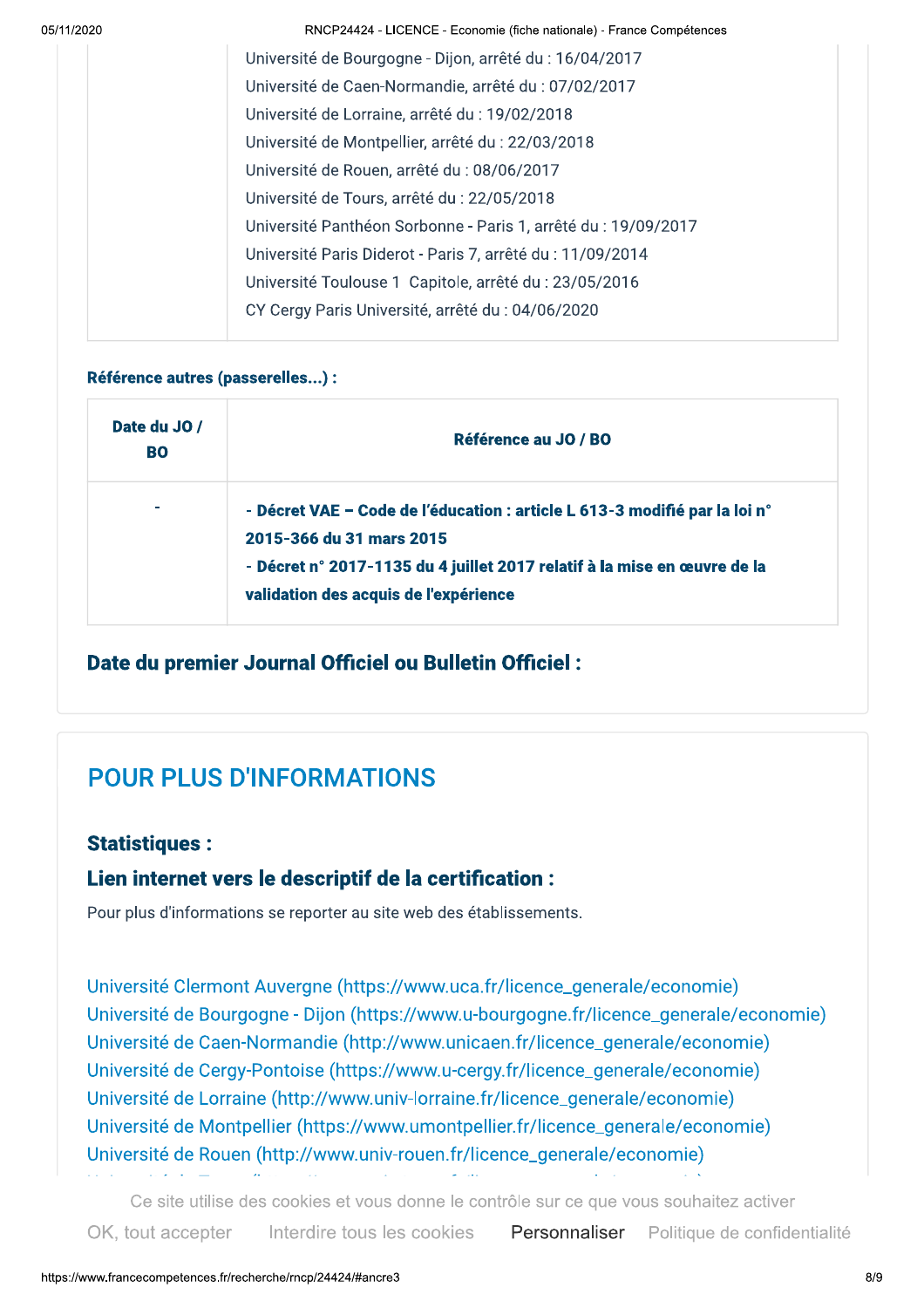| | |
|---|---|
| | Université de Bourgogne - Dijon, arrêté du : 16/04/2017<br>Université de Caen-Normandie, arrêté du : 07/02/2017<br>Université de Lorraine, arrêté du : 19/02/2018<br>Université de Montpellier, arrêté du : 22/03/2018<br>Université de Rouen, arrêté du : 08/06/2017<br>Université de Tours, arrêté du : 22/05/2018<br>Université Panthéon Sorbonne - Paris 1, arrêté du : 19/09/2017<br>Université Paris Diderot - Paris 7, arrêté du : 11/09/2014<br>Université Toulouse 1 Capitole, arrêté du : 23/05/2016<br>CY Cergy Paris Université, arrêté du : 04/06/2020 |

**Référence autres (passerelles...) :**

| Date du JO / BO | Référence au JO / BO |
|---|---|
| - | **- Décret VAE – Code de l'éducation : article L 613-3 modifié par la loi n° 2015-366 du 31 mars 2015**<br>**- Décret n° 2017-1135 du 4 juillet 2017 relatif à la mise en œuvre de la validation des acquis de l'expérience** |

### Date du premier Journal Officiel ou Bulletin Officiel :

## POUR PLUS D'INFORMATIONS

### Statistiques :

### Lien internet vers le descriptif de la certification :

Pour plus d'informations se reporter au site web des établissements.

Université Clermont Auvergne (https://www.uca.fr/licence_generale/economie)
Université de Bourgogne - Dijon (https://www.u-bourgogne.fr/licence_generale/economie)
Université de Caen-Normandie (http://www.unicaen.fr/licence_generale/economie)
Université de Cergy-Pontoise (https://www.u-cergy.fr/licence_generale/economie)
Université de Lorraine (http://www.univ-lorraine.fr/licence_generale/economie)
Université de Montpellier (https://www.umontpellier.fr/licence_generale/economie)
Université de Rouen (http://www.univ-rouen.fr/licence_generale/economie)

Ce site utilise des cookies et vous donne le contrôle sur ce que vous souhaitez activer

OK, tout accepter Interdire tous les cookies Personnaliser Politique de confidentialité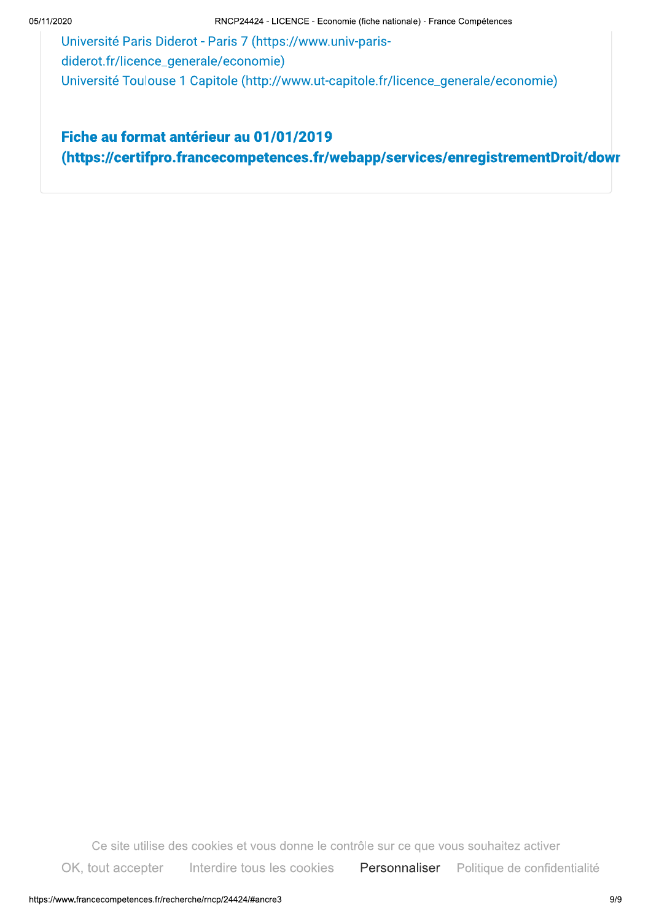Université Paris Diderot - Paris 7 (https://www.univ-paris-diderot.fr/licence_generale/economie)
Université Toulouse 1 Capitole (http://www.ut-capitole.fr/licence_generale/economie)

**Fiche au format antérieur au 01/01/2019 (https://certifpro.francecompetences.fr/webapp/services/enregistrementDroit/dowr**

Ce site utilise des cookies et vous donne le contrôle sur ce que vous souhaitez activer

OK, tout accepter Interdire tous les cookies Personnaliser Politique de confidentialité